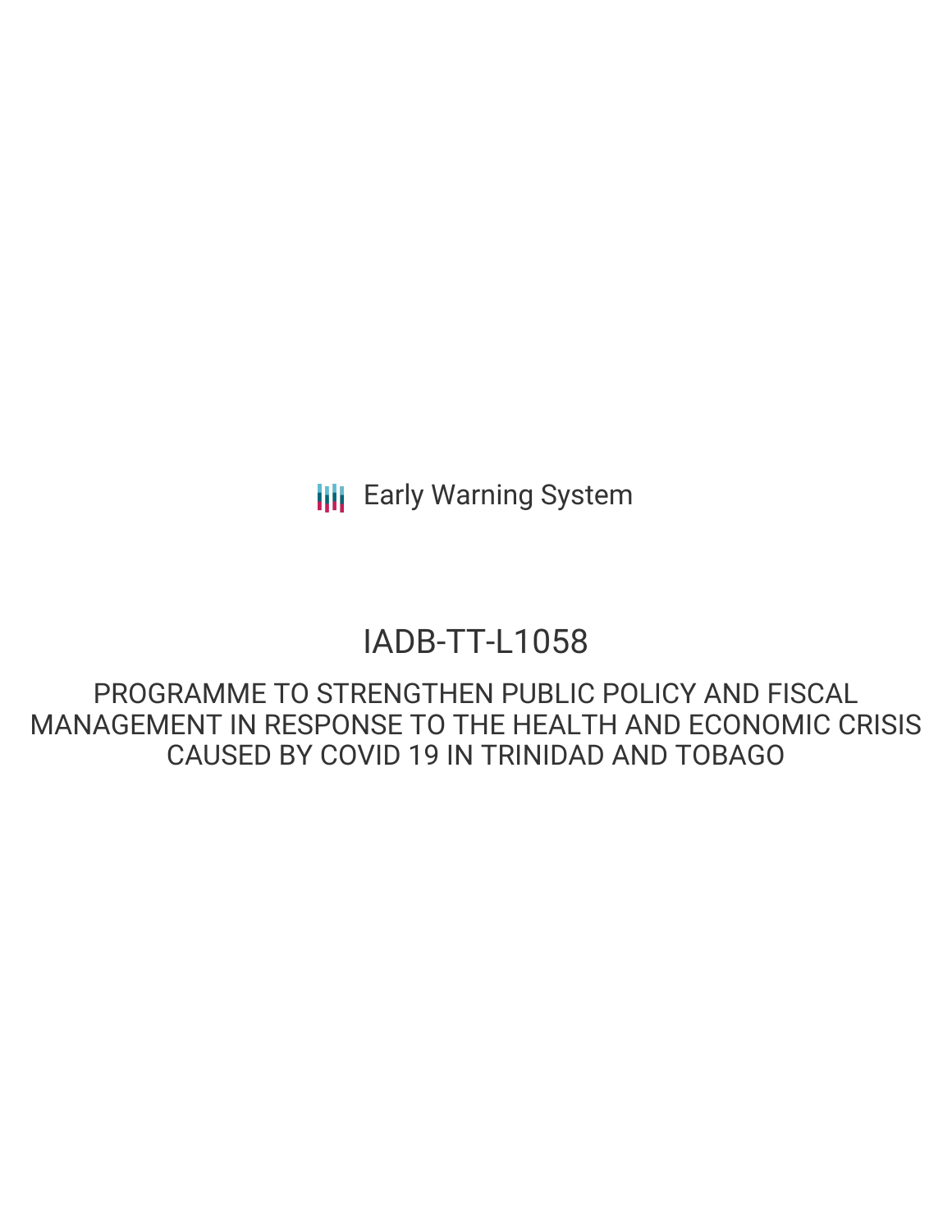Early Warning System

# IADB-TT-L1058

## PROGRAMME TO STRENGTHEN PUBLIC POLICY AND FISCAL MANAGEMENT IN RESPONSE TO THE HEALTH AND ECONOMIC CRISIS CAUSED BY COVID 19 IN TRINIDAD AND TOBAGO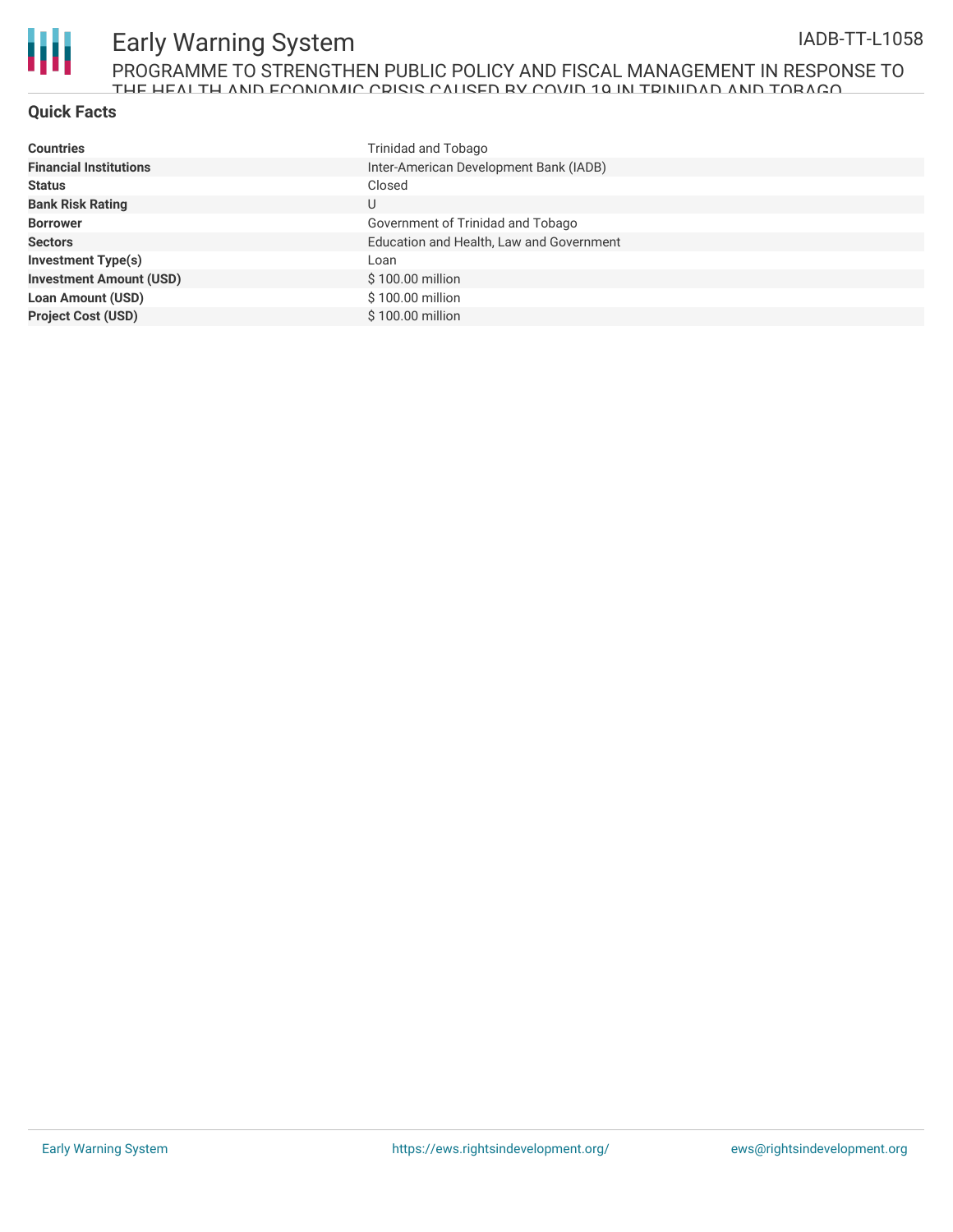## Quick Facts

| | |
|---|---|
| **Countries** | Trinidad and Tobago |
| **Financial Institutions** | Inter-American Development Bank (IADB) |
| **Status** | Closed |
| **Bank Risk Rating** | U |
| **Borrower** | Government of Trinidad and Tobago |
| **Sectors** | Education and Health, Law and Government |
| **Investment Type(s)** | Loan |
| **Investment Amount (USD)** | $ 100.00 million |
| **Loan Amount (USD)** | $ 100.00 million |
| **Project Cost (USD)** | $ 100.00 million |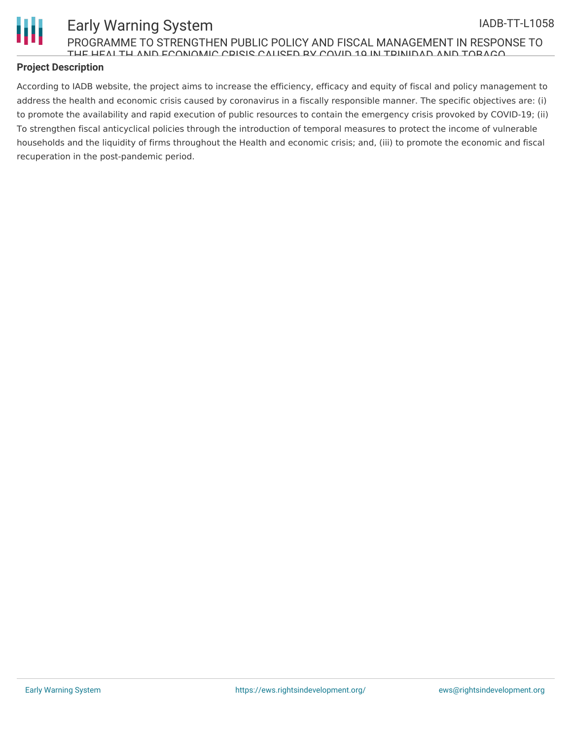## Project Description

According to IADB website, the project aims to increase the efficiency, efficacy and equity of fiscal and policy management to address the health and economic crisis caused by coronavirus in a fiscally responsible manner. The specific objectives are: (i) to promote the availability and rapid execution of public resources to contain the emergency crisis provoked by COVID-19; (ii) To strengthen fiscal anticyclical policies through the introduction of temporal measures to protect the income of vulnerable households and the liquidity of firms throughout the Health and economic crisis; and, (iii) to promote the economic and fiscal recuperation in the post-pandemic period.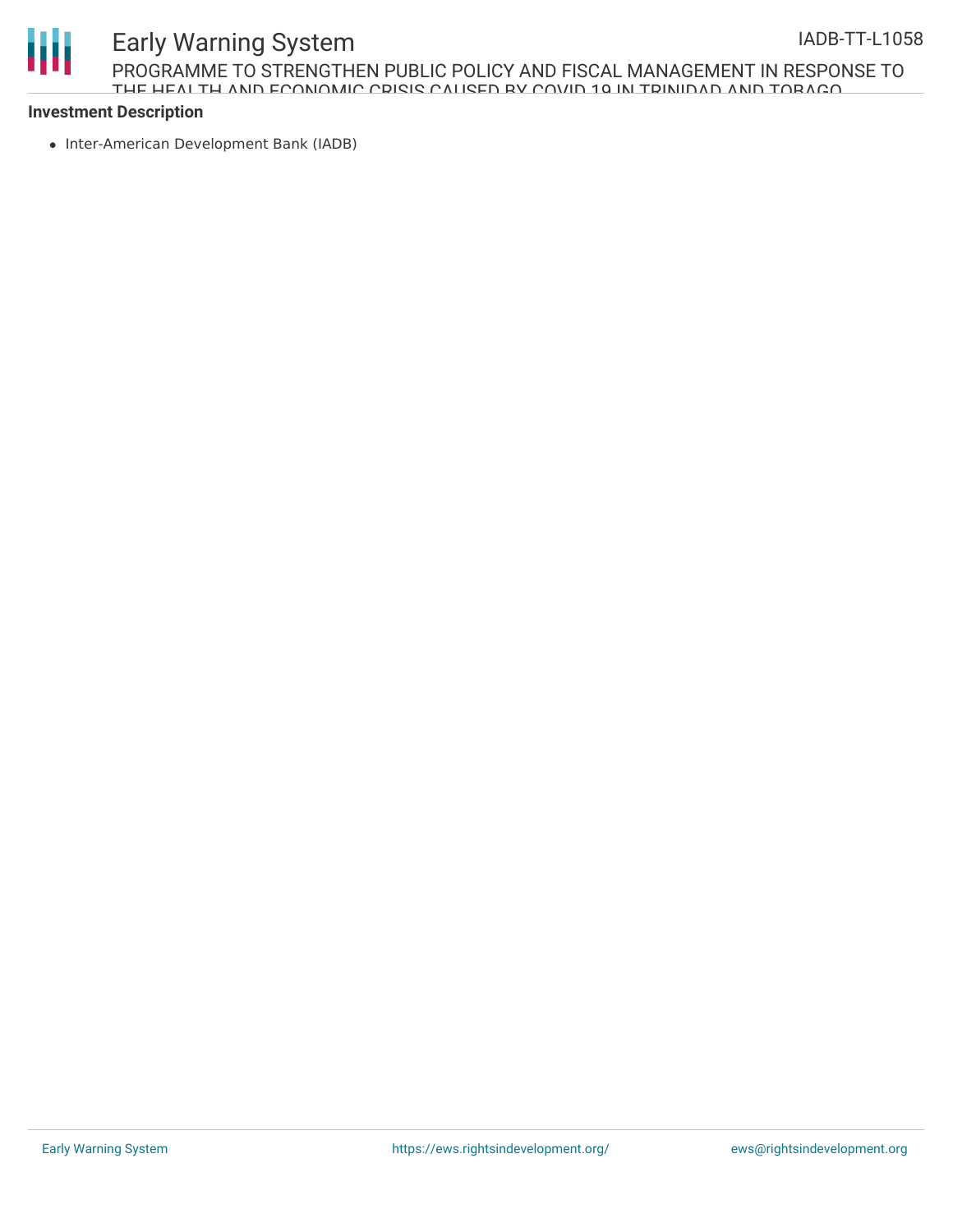**Investment Description**

- Inter-American Development Bank (IADB)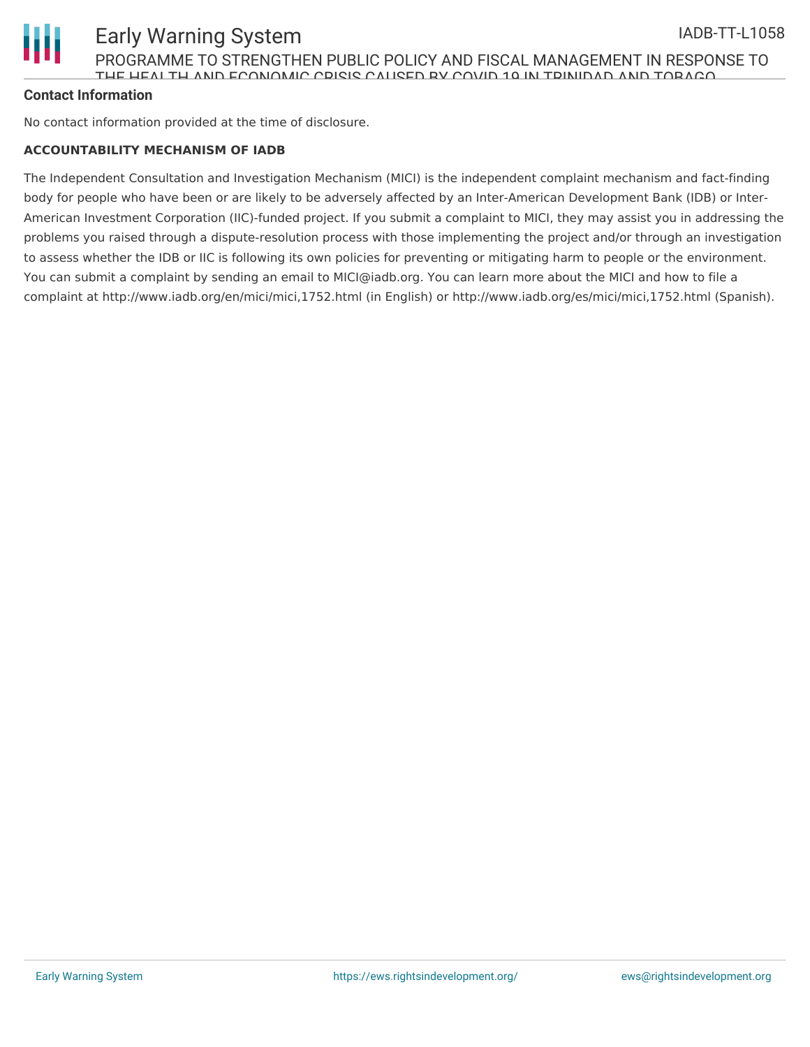## Contact Information

No contact information provided at the time of disclosure.

**ACCOUNTABILITY MECHANISM OF IADB**

The Independent Consultation and Investigation Mechanism (MICI) is the independent complaint mechanism and fact-finding body for people who have been or are likely to be adversely affected by an Inter-American Development Bank (IDB) or Inter-American Investment Corporation (IIC)-funded project. If you submit a complaint to MICI, they may assist you in addressing the problems you raised through a dispute-resolution process with those implementing the project and/or through an investigation to assess whether the IDB or IIC is following its own policies for preventing or mitigating harm to people or the environment. You can submit a complaint by sending an email to MICI@iadb.org. You can learn more about the MICI and how to file a complaint at http://www.iadb.org/en/mici/mici,1752.html (in English) or http://www.iadb.org/es/mici/mici,1752.html (Spanish).